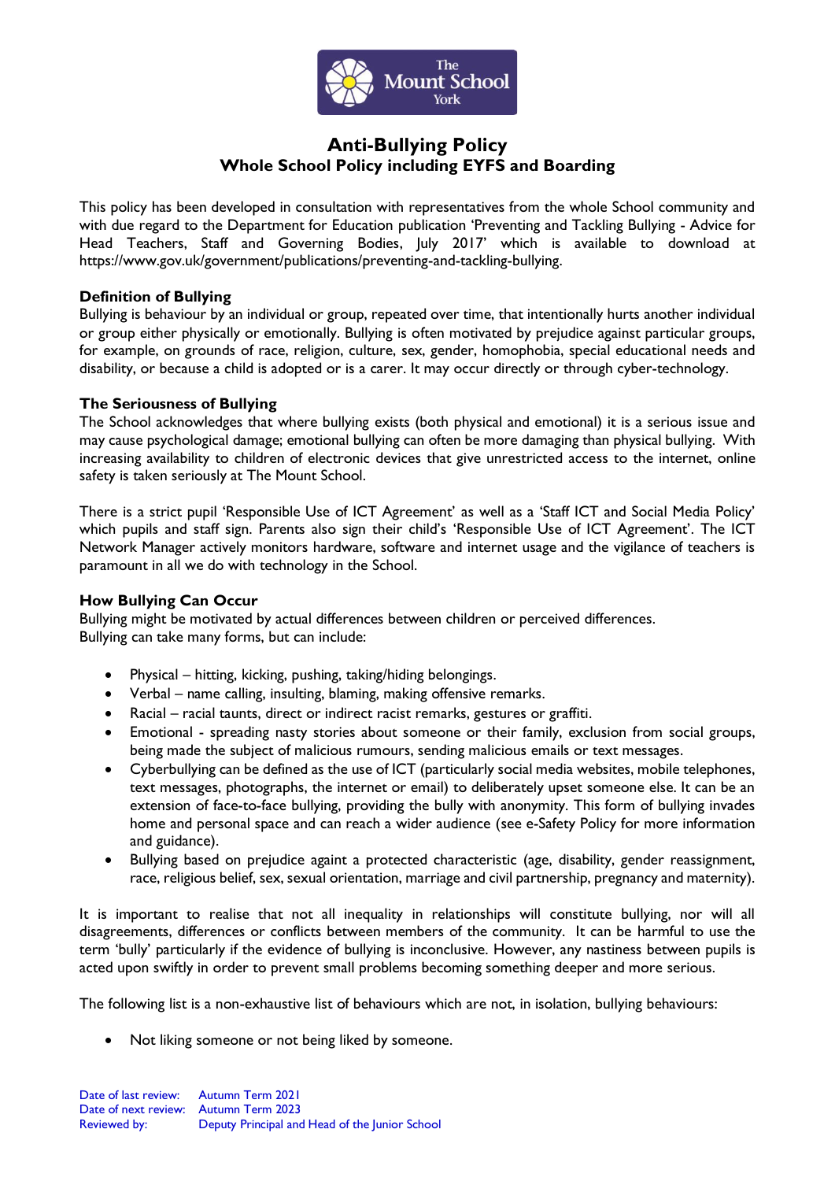# Anti-Bullying Policy

## Whole School Policy including EYFS and Boarding

This policy has been developed in consultation with representatives from the whole School community and with due regard to the Department for Education publication 'Preventing and Tackling Bullying - Advice for Head Teachers, Staff and Governing Bodies, July 2017' which is available to download at https://www.gov.uk/government/publications/preventing-and-tackling-bullying.

### Definition of Bullying

Bullying is behaviour by an individual or group, repeated over time, that intentionally hurts another individual or group either physically or emotionally. Bullying is often motivated by prejudice against particular groups, for example, on grounds of race, religion, culture, sex, gender, homophobia, special educational needs and disability, or because a child is adopted or is a carer. It may occur directly or through cyber-technology.

### The Seriousness of Bullying

The School acknowledges that where bullying exists (both physical and emotional) it is a serious issue and may cause psychological damage; emotional bullying can often be more damaging than physical bullying. With increasing availability to children of electronic devices that give unrestricted access to the internet, online safety is taken seriously at The Mount School.

There is a strict pupil 'Responsible Use of ICT Agreement' as well as a 'Staff ICT and Social Media Policy' which pupils and staff sign. Parents also sign their child's 'Responsible Use of ICT Agreement'. The ICT Network Manager actively monitors hardware, software and internet usage and the vigilance of teachers is paramount in all we do with technology in the School.

### How Bullying Can Occur

Bullying might be motivated by actual differences between children or perceived differences.
Bullying can take many forms, but can include:

- Physical – hitting, kicking, pushing, taking/hiding belongings.
- Verbal – name calling, insulting, blaming, making offensive remarks.
- Racial – racial taunts, direct or indirect racist remarks, gestures or graffiti.
- Emotional - spreading nasty stories about someone or their family, exclusion from social groups, being made the subject of malicious rumours, sending malicious emails or text messages.
- Cyberbullying can be defined as the use of ICT (particularly social media websites, mobile telephones, text messages, photographs, the internet or email) to deliberately upset someone else. It can be an extension of face-to-face bullying, providing the bully with anonymity. This form of bullying invades home and personal space and can reach a wider audience (see e-Safety Policy for more information and guidance).
- Bullying based on prejudice againt a protected characteristic (age, disability, gender reassignment, race, religious belief, sex, sexual orientation, marriage and civil partnership, pregnancy and maternity).

It is important to realise that not all inequality in relationships will constitute bullying, nor will all disagreements, differences or conflicts between members of the community. It can be harmful to use the term 'bully' particularly if the evidence of bullying is inconclusive. However, any nastiness between pupils is acted upon swiftly in order to prevent small problems becoming something deeper and more serious.

The following list is a non-exhaustive list of behaviours which are not, in isolation, bullying behaviours:

- Not liking someone or not being liked by someone.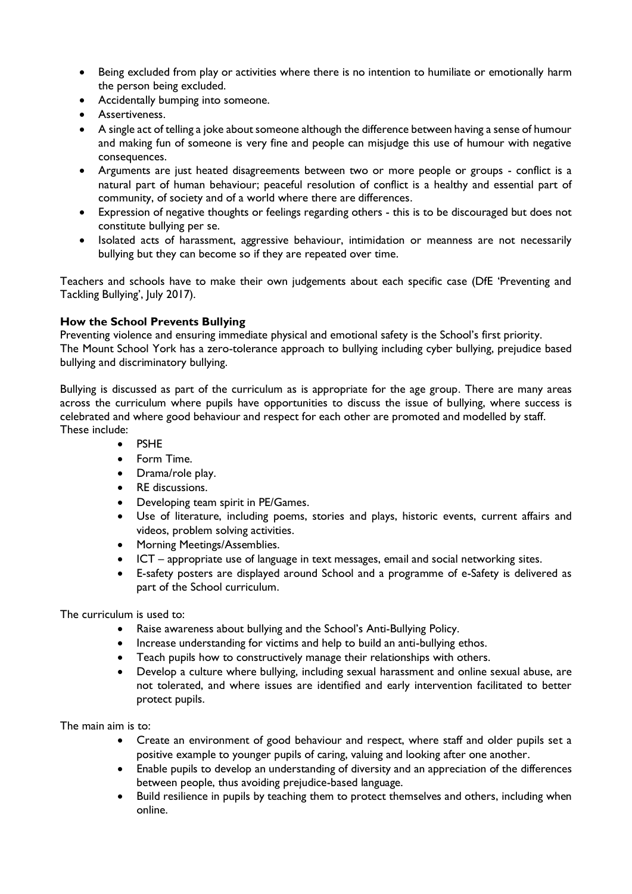- Being excluded from play or activities where there is no intention to humiliate or emotionally harm the person being excluded.
- Accidentally bumping into someone.
- Assertiveness.
- A single act of telling a joke about someone although the difference between having a sense of humour and making fun of someone is very fine and people can misjudge this use of humour with negative consequences.
- Arguments are just heated disagreements between two or more people or groups - conflict is a natural part of human behaviour; peaceful resolution of conflict is a healthy and essential part of community, of society and of a world where there are differences.
- Expression of negative thoughts or feelings regarding others - this is to be discouraged but does not constitute bullying per se.
- Isolated acts of harassment, aggressive behaviour, intimidation or meanness are not necessarily bullying but they can become so if they are repeated over time.

Teachers and schools have to make their own judgements about each specific case (DfE 'Preventing and Tackling Bullying', July 2017).

**How the School Prevents Bullying**

Preventing violence and ensuring immediate physical and emotional safety is the School's first priority.
The Mount School York has a zero-tolerance approach to bullying including cyber bullying, prejudice based bullying and discriminatory bullying.

Bullying is discussed as part of the curriculum as is appropriate for the age group. There are many areas across the curriculum where pupils have opportunities to discuss the issue of bullying, where success is celebrated and where good behaviour and respect for each other are promoted and modelled by staff.
These include:

- PSHE
- Form Time.
- Drama/role play.
- RE discussions.
- Developing team spirit in PE/Games.
- Use of literature, including poems, stories and plays, historic events, current affairs and videos, problem solving activities.
- Morning Meetings/Assemblies.
- ICT – appropriate use of language in text messages, email and social networking sites.
- E-safety posters are displayed around School and a programme of e-Safety is delivered as part of the School curriculum.

The curriculum is used to:

- Raise awareness about bullying and the School's Anti-Bullying Policy.
- Increase understanding for victims and help to build an anti-bullying ethos.
- Teach pupils how to constructively manage their relationships with others.
- Develop a culture where bullying, including sexual harassment and online sexual abuse, are not tolerated, and where issues are identified and early intervention facilitated to better protect pupils.

The main aim is to:

- Create an environment of good behaviour and respect, where staff and older pupils set a positive example to younger pupils of caring, valuing and looking after one another.
- Enable pupils to develop an understanding of diversity and an appreciation of the differences between people, thus avoiding prejudice-based language.
- Build resilience in pupils by teaching them to protect themselves and others, including when online.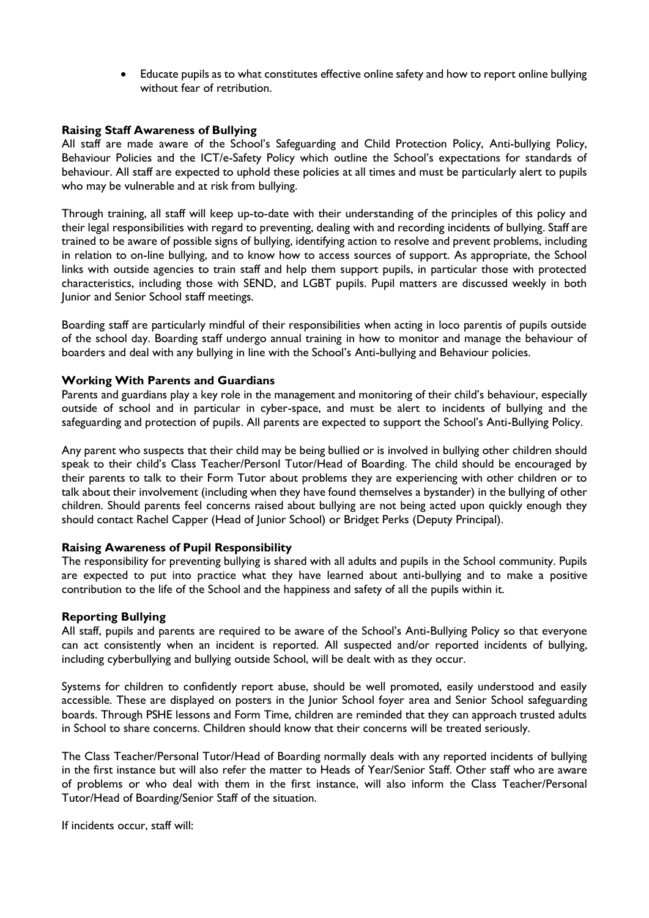- Educate pupils as to what constitutes effective online safety and how to report online bullying without fear of retribution.

**Raising Staff Awareness of Bullying**

All staff are made aware of the School's Safeguarding and Child Protection Policy, Anti-bullying Policy, Behaviour Policies and the ICT/e-Safety Policy which outline the School's expectations for standards of behaviour. All staff are expected to uphold these policies at all times and must be particularly alert to pupils who may be vulnerable and at risk from bullying.

Through training, all staff will keep up-to-date with their understanding of the principles of this policy and their legal responsibilities with regard to preventing, dealing with and recording incidents of bullying. Staff are trained to be aware of possible signs of bullying, identifying action to resolve and prevent problems, including in relation to on-line bullying, and to know how to access sources of support. As appropriate, the School links with outside agencies to train staff and help them support pupils, in particular those with protected characteristics, including those with SEND, and LGBT pupils. Pupil matters are discussed weekly in both Junior and Senior School staff meetings.

Boarding staff are particularly mindful of their responsibilities when acting in loco parentis of pupils outside of the school day. Boarding staff undergo annual training in how to monitor and manage the behaviour of boarders and deal with any bullying in line with the School's Anti-bullying and Behaviour policies.

**Working With Parents and Guardians**

Parents and guardians play a key role in the management and monitoring of their child's behaviour, especially outside of school and in particular in cyber-space, and must be alert to incidents of bullying and the safeguarding and protection of pupils. All parents are expected to support the School's Anti-Bullying Policy.

Any parent who suspects that their child may be being bullied or is involved in bullying other children should speak to their child's Class Teacher/Personl Tutor/Head of Boarding. The child should be encouraged by their parents to talk to their Form Tutor about problems they are experiencing with other children or to talk about their involvement (including when they have found themselves a bystander) in the bullying of other children. Should parents feel concerns raised about bullying are not being acted upon quickly enough they should contact Rachel Capper (Head of Junior School) or Bridget Perks (Deputy Principal).

**Raising Awareness of Pupil Responsibility**

The responsibility for preventing bullying is shared with all adults and pupils in the School community. Pupils are expected to put into practice what they have learned about anti-bullying and to make a positive contribution to the life of the School and the happiness and safety of all the pupils within it.

**Reporting Bullying**

All staff, pupils and parents are required to be aware of the School's Anti-Bullying Policy so that everyone can act consistently when an incident is reported. All suspected and/or reported incidents of bullying, including cyberbullying and bullying outside School, will be dealt with as they occur.

Systems for children to confidently report abuse, should be well promoted, easily understood and easily accessible. These are displayed on posters in the Junior School foyer area and Senior School safeguarding boards. Through PSHE lessons and Form Time, children are reminded that they can approach trusted adults in School to share concerns. Children should know that their concerns will be treated seriously.

The Class Teacher/Personal Tutor/Head of Boarding normally deals with any reported incidents of bullying in the first instance but will also refer the matter to Heads of Year/Senior Staff. Other staff who are aware of problems or who deal with them in the first instance, will also inform the Class Teacher/Personal Tutor/Head of Boarding/Senior Staff of the situation.

If incidents occur, staff will: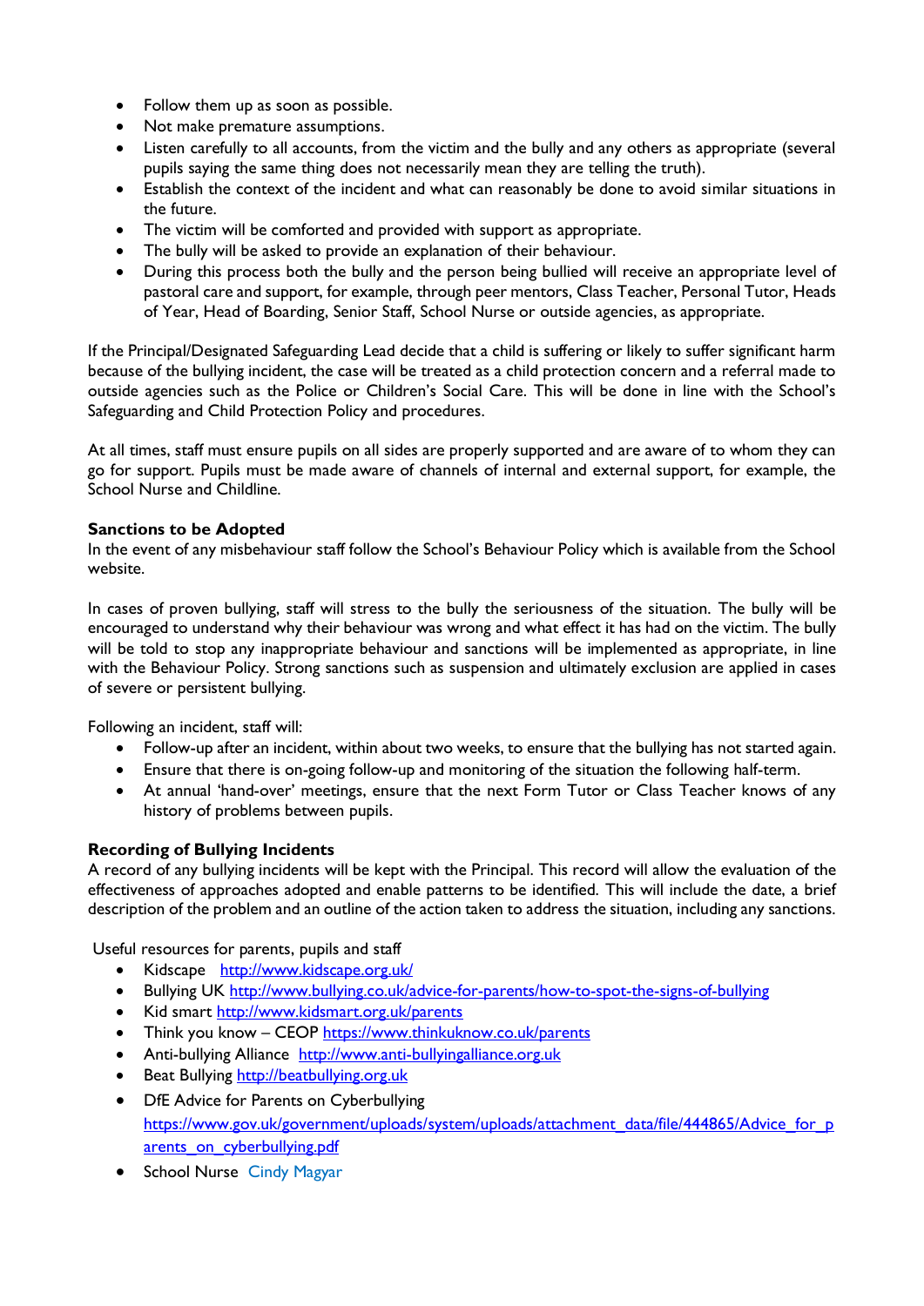- Follow them up as soon as possible.
- Not make premature assumptions.
- Listen carefully to all accounts, from the victim and the bully and any others as appropriate (several pupils saying the same thing does not necessarily mean they are telling the truth).
- Establish the context of the incident and what can reasonably be done to avoid similar situations in the future.
- The victim will be comforted and provided with support as appropriate.
- The bully will be asked to provide an explanation of their behaviour.
- During this process both the bully and the person being bullied will receive an appropriate level of pastoral care and support, for example, through peer mentors, Class Teacher, Personal Tutor, Heads of Year, Head of Boarding, Senior Staff, School Nurse or outside agencies, as appropriate.

If the Principal/Designated Safeguarding Lead decide that a child is suffering or likely to suffer significant harm because of the bullying incident, the case will be treated as a child protection concern and a referral made to outside agencies such as the Police or Children's Social Care. This will be done in line with the School's Safeguarding and Child Protection Policy and procedures.

At all times, staff must ensure pupils on all sides are properly supported and are aware of to whom they can go for support. Pupils must be made aware of channels of internal and external support, for example, the School Nurse and Childline.

**Sanctions to be Adopted**

In the event of any misbehaviour staff follow the School's Behaviour Policy which is available from the School website.

In cases of proven bullying, staff will stress to the bully the seriousness of the situation. The bully will be encouraged to understand why their behaviour was wrong and what effect it has had on the victim. The bully will be told to stop any inappropriate behaviour and sanctions will be implemented as appropriate, in line with the Behaviour Policy. Strong sanctions such as suspension and ultimately exclusion are applied in cases of severe or persistent bullying.

Following an incident, staff will:

- Follow-up after an incident, within about two weeks, to ensure that the bullying has not started again.
- Ensure that there is on-going follow-up and monitoring of the situation the following half-term.
- At annual 'hand-over' meetings, ensure that the next Form Tutor or Class Teacher knows of any history of problems between pupils.

**Recording of Bullying Incidents**

A record of any bullying incidents will be kept with the Principal. This record will allow the evaluation of the effectiveness of approaches adopted and enable patterns to be identified. This will include the date, a brief description of the problem and an outline of the action taken to address the situation, including any sanctions.

Useful resources for parents, pupils and staff

- Kidscape http://www.kidscape.org.uk/
- Bullying UK http://www.bullying.co.uk/advice-for-parents/how-to-spot-the-signs-of-bullying
- Kid smart http://www.kidsmart.org.uk/parents
- Think you know – CEOP https://www.thinkuknow.co.uk/parents
- Anti-bullying Alliance http://www.anti-bullyingalliance.org.uk
- Beat Bullying http://beatbullying.org.uk
- DfE Advice for Parents on Cyberbullying https://www.gov.uk/government/uploads/system/uploads/attachment_data/file/444865/Advice_for_parents_on_cyberbullying.pdf
- School Nurse Cindy Magyar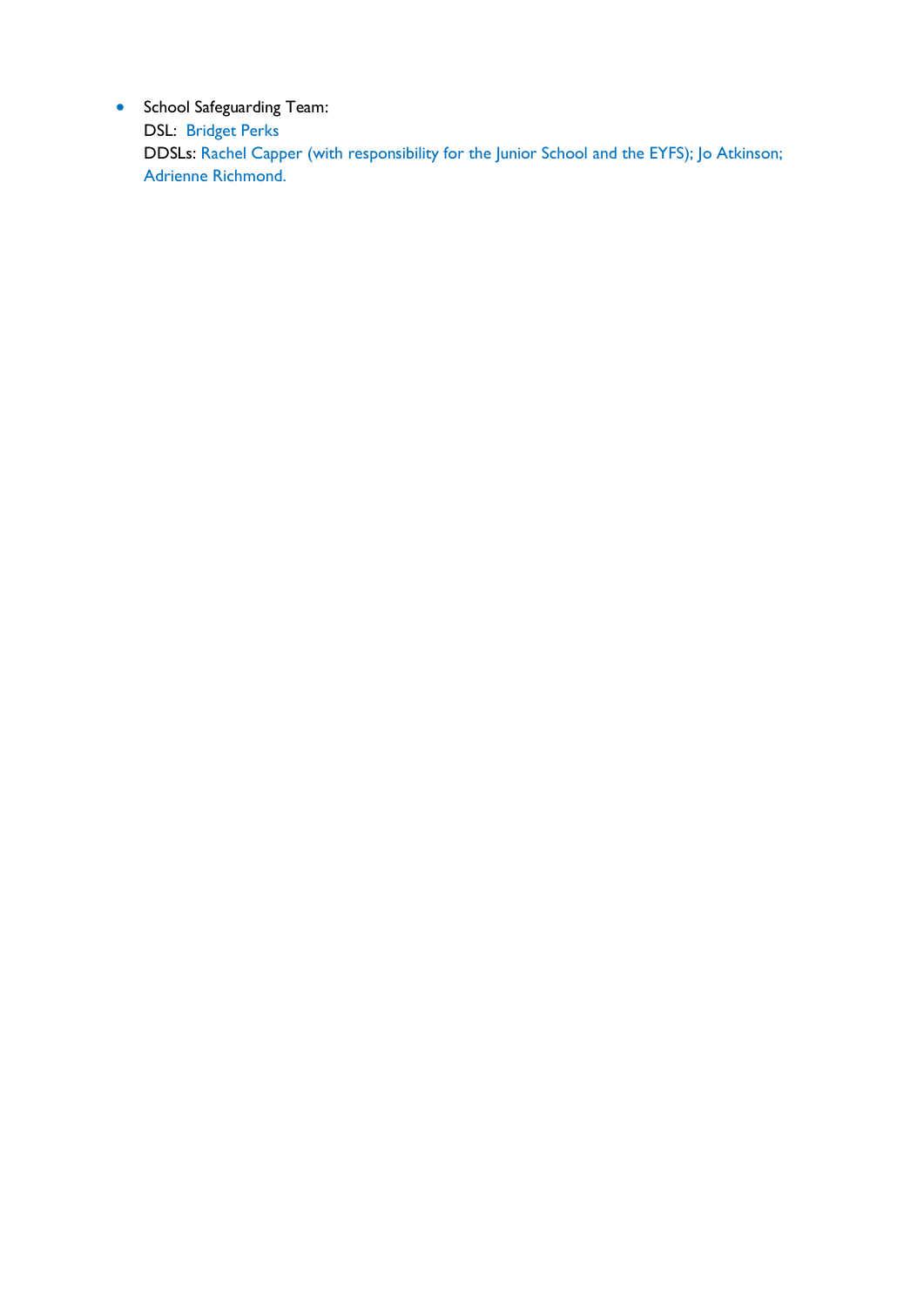- School Safeguarding Team:
  DSL: Bridget Perks
  DDSLs: Rachel Capper (with responsibility for the Junior School and the EYFS); Jo Atkinson; Adrienne Richmond.